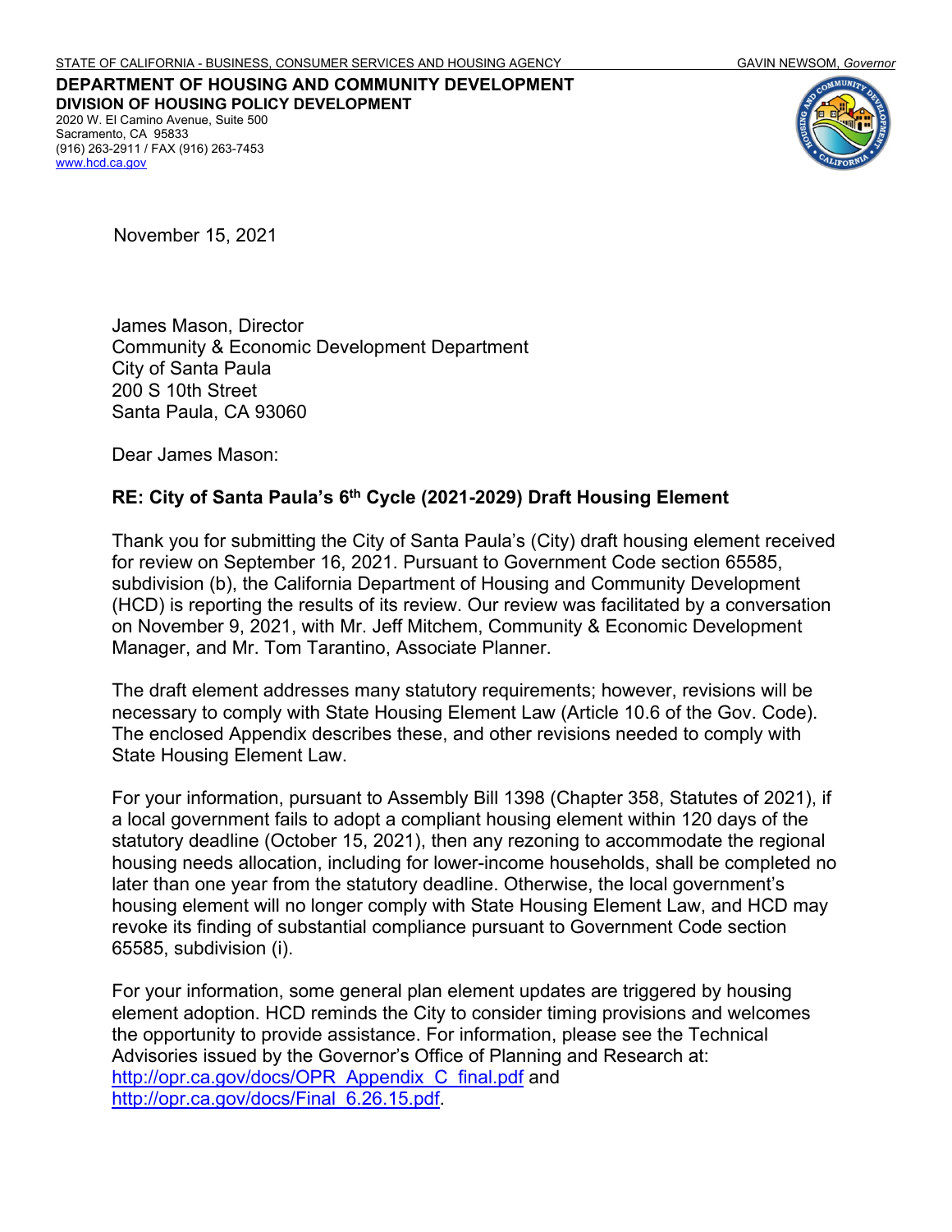STATE OF CALIFORNIA - BUSINESS, CONSUMER SERVICES AND HOUSING AGENCY GAVIN NEWSOM, *Governor*

**DEPARTMENT OF HOUSING AND COMMUNITY DEVELOPMENT**
**DIVISION OF HOUSING POLICY DEVELOPMENT**
2020 W. El Camino Avenue, Suite 500
Sacramento, CA 95833
(916) 263-2911 / FAX (916) 263-7453
www.hcd.ca.gov

November 15, 2021

James Mason, Director
Community & Economic Development Department
City of Santa Paula
200 S 10th Street
Santa Paula, CA 93060

Dear James Mason:

**RE: City of Santa Paula's 6th Cycle (2021-2029) Draft Housing Element**

Thank you for submitting the City of Santa Paula's (City) draft housing element received for review on September 16, 2021. Pursuant to Government Code section 65585, subdivision (b), the California Department of Housing and Community Development (HCD) is reporting the results of its review. Our review was facilitated by a conversation on November 9, 2021, with Mr. Jeff Mitchem, Community & Economic Development Manager, and Mr. Tom Tarantino, Associate Planner.

The draft element addresses many statutory requirements; however, revisions will be necessary to comply with State Housing Element Law (Article 10.6 of the Gov. Code). The enclosed Appendix describes these, and other revisions needed to comply with State Housing Element Law.

For your information, pursuant to Assembly Bill 1398 (Chapter 358, Statutes of 2021), if a local government fails to adopt a compliant housing element within 120 days of the statutory deadline (October 15, 2021), then any rezoning to accommodate the regional housing needs allocation, including for lower-income households, shall be completed no later than one year from the statutory deadline. Otherwise, the local government's housing element will no longer comply with State Housing Element Law, and HCD may revoke its finding of substantial compliance pursuant to Government Code section 65585, subdivision (i).

For your information, some general plan element updates are triggered by housing element adoption. HCD reminds the City to consider timing provisions and welcomes the opportunity to provide assistance. For information, please see the Technical Advisories issued by the Governor's Office of Planning and Research at: http://opr.ca.gov/docs/OPR_Appendix_C_final.pdf and http://opr.ca.gov/docs/Final_6.26.15.pdf.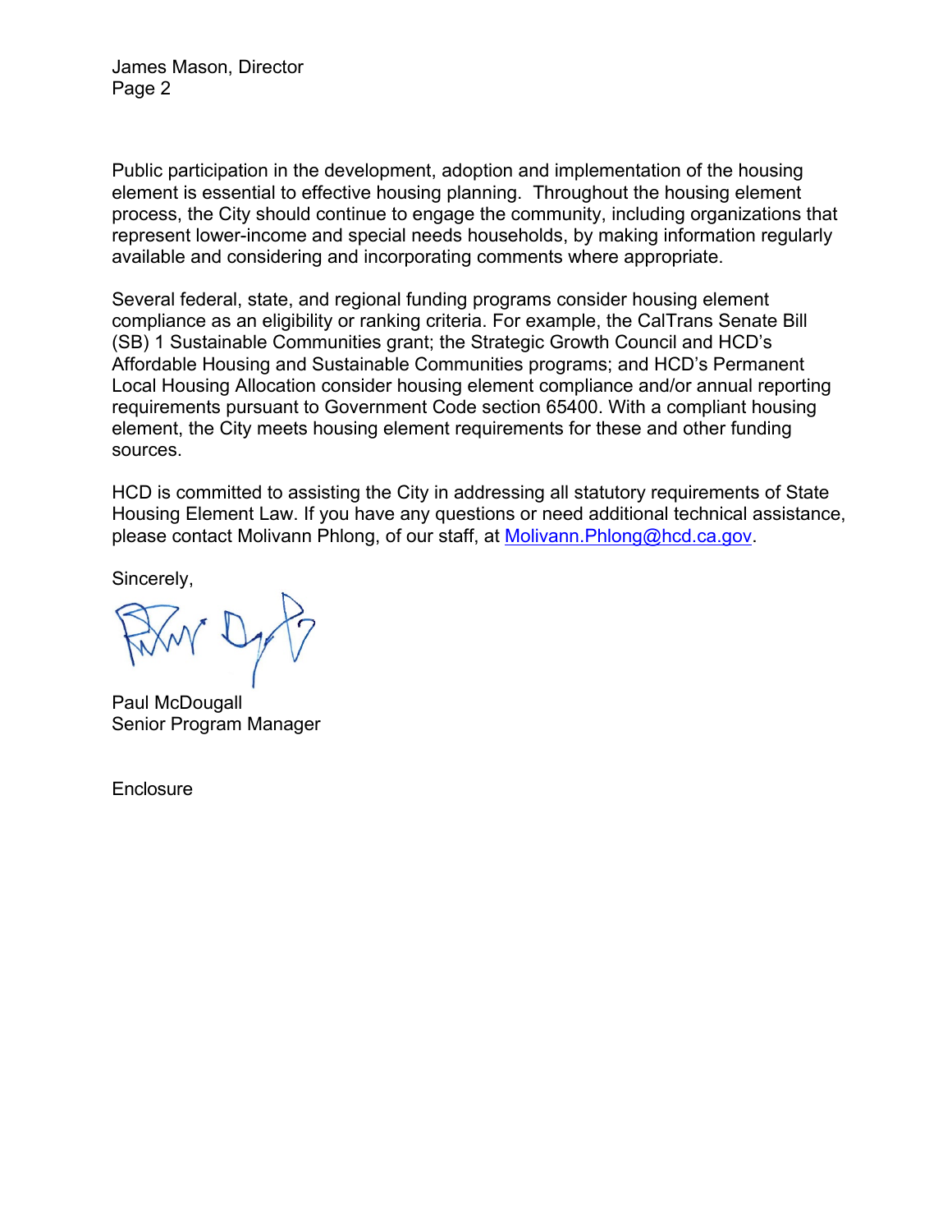Public participation in the development, adoption and implementation of the housing element is essential to effective housing planning. Throughout the housing element process, the City should continue to engage the community, including organizations that represent lower-income and special needs households, by making information regularly available and considering and incorporating comments where appropriate.

Several federal, state, and regional funding programs consider housing element compliance as an eligibility or ranking criteria. For example, the CalTrans Senate Bill (SB) 1 Sustainable Communities grant; the Strategic Growth Council and HCD's Affordable Housing and Sustainable Communities programs; and HCD's Permanent Local Housing Allocation consider housing element compliance and/or annual reporting requirements pursuant to Government Code section 65400. With a compliant housing element, the City meets housing element requirements for these and other funding sources.

HCD is committed to assisting the City in addressing all statutory requirements of State Housing Element Law. If you have any questions or need additional technical assistance, please contact Molivann Phlong, of our staff, at Molivann.Phlong@hcd.ca.gov.

Sincerely,

Paul McDougall
Senior Program Manager

Enclosure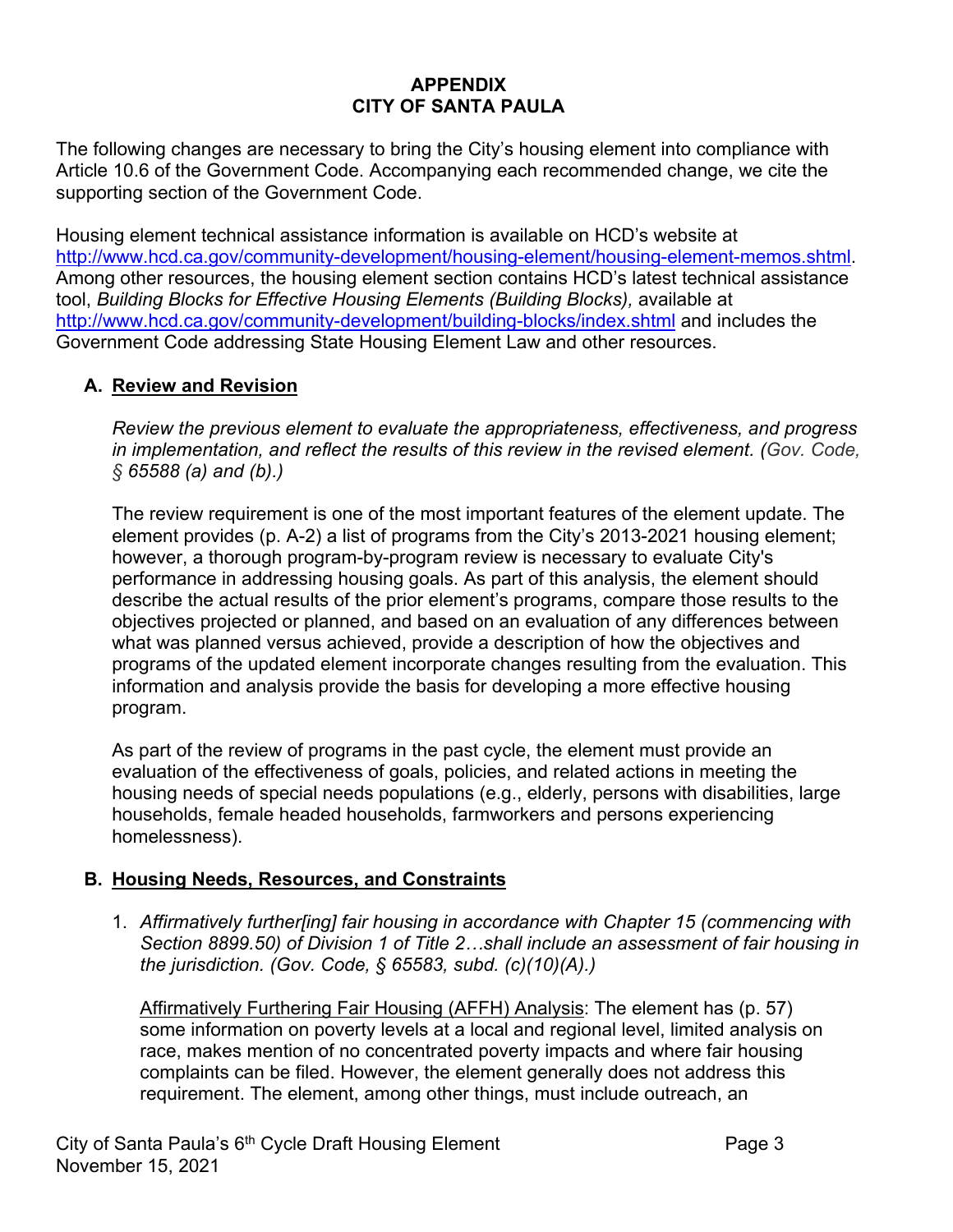**APPENDIX**
**CITY OF SANTA PAULA**

The following changes are necessary to bring the City's housing element into compliance with Article 10.6 of the Government Code. Accompanying each recommended change, we cite the supporting section of the Government Code.

Housing element technical assistance information is available on HCD's website at http://www.hcd.ca.gov/community-development/housing-element/housing-element-memos.shtml. Among other resources, the housing element section contains HCD's latest technical assistance tool, *Building Blocks for Effective Housing Elements (Building Blocks),* available at http://www.hcd.ca.gov/community-development/building-blocks/index.shtml and includes the Government Code addressing State Housing Element Law and other resources.

## A. Review and Revision

*Review the previous element to evaluate the appropriateness, effectiveness, and progress in implementation, and reflect the results of this review in the revised element. (Gov. Code, § 65588 (a) and (b).)*

The review requirement is one of the most important features of the element update. The element provides (p. A-2) a list of programs from the City's 2013-2021 housing element; however, a thorough program-by-program review is necessary to evaluate City's performance in addressing housing goals. As part of this analysis, the element should describe the actual results of the prior element's programs, compare those results to the objectives projected or planned, and based on an evaluation of any differences between what was planned versus achieved, provide a description of how the objectives and programs of the updated element incorporate changes resulting from the evaluation. This information and analysis provide the basis for developing a more effective housing program.

As part of the review of programs in the past cycle, the element must provide an evaluation of the effectiveness of goals, policies, and related actions in meeting the housing needs of special needs populations (e.g., elderly, persons with disabilities, large households, female headed households, farmworkers and persons experiencing homelessness).

## B. Housing Needs, Resources, and Constraints

1. *Affirmatively further[ing] fair housing in accordance with Chapter 15 (commencing with Section 8899.50) of Division 1 of Title 2…shall include an assessment of fair housing in the jurisdiction. (Gov. Code, § 65583, subd. (c)(10)(A).)*

   Affirmatively Furthering Fair Housing (AFFH) Analysis: The element has (p. 57) some information on poverty levels at a local and regional level, limited analysis on race, makes mention of no concentrated poverty impacts and where fair housing complaints can be filed. However, the element generally does not address this requirement. The element, among other things, must include outreach, an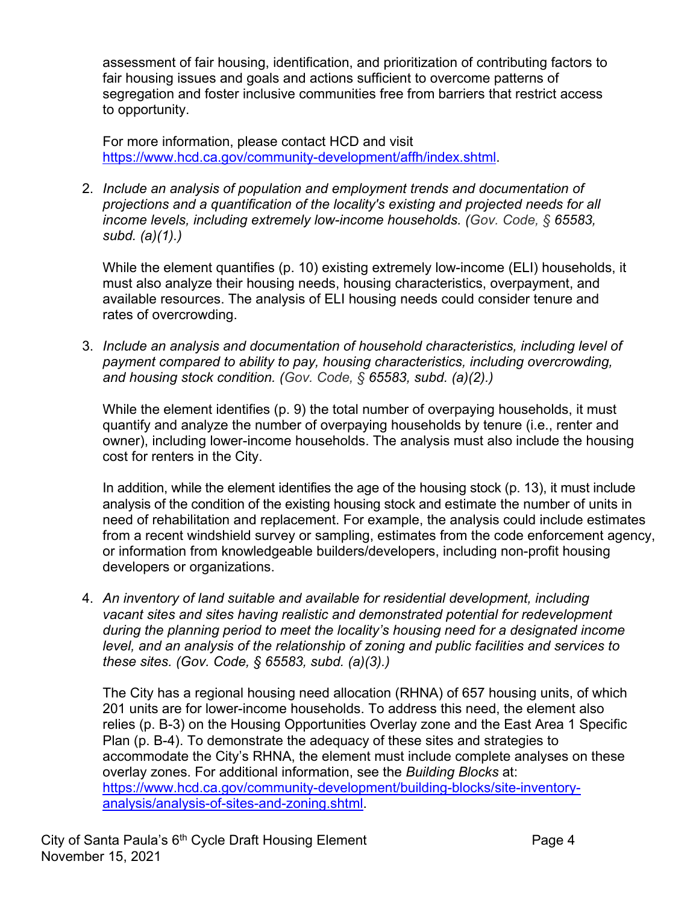assessment of fair housing, identification, and prioritization of contributing factors to fair housing issues and goals and actions sufficient to overcome patterns of segregation and foster inclusive communities free from barriers that restrict access to opportunity.

For more information, please contact HCD and visit https://www.hcd.ca.gov/community-development/affh/index.shtml.

2. *Include an analysis of population and employment trends and documentation of projections and a quantification of the locality's existing and projected needs for all income levels, including extremely low-income households. (Gov. Code, § 65583, subd. (a)(1).)*

   While the element quantifies (p. 10) existing extremely low-income (ELI) households, it must also analyze their housing needs, housing characteristics, overpayment, and available resources. The analysis of ELI housing needs could consider tenure and rates of overcrowding.

3. *Include an analysis and documentation of household characteristics, including level of payment compared to ability to pay, housing characteristics, including overcrowding, and housing stock condition. (Gov. Code, § 65583, subd. (a)(2).)*

   While the element identifies (p. 9) the total number of overpaying households, it must quantify and analyze the number of overpaying households by tenure (i.e., renter and owner), including lower-income households. The analysis must also include the housing cost for renters in the City.

   In addition, while the element identifies the age of the housing stock (p. 13), it must include analysis of the condition of the existing housing stock and estimate the number of units in need of rehabilitation and replacement. For example, the analysis could include estimates from a recent windshield survey or sampling, estimates from the code enforcement agency, or information from knowledgeable builders/developers, including non-profit housing developers or organizations.

4. *An inventory of land suitable and available for residential development, including vacant sites and sites having realistic and demonstrated potential for redevelopment during the planning period to meet the locality's housing need for a designated income level, and an analysis of the relationship of zoning and public facilities and services to these sites. (Gov. Code, § 65583, subd. (a)(3).)*

   The City has a regional housing need allocation (RHNA) of 657 housing units, of which 201 units are for lower-income households. To address this need, the element also relies (p. B-3) on the Housing Opportunities Overlay zone and the East Area 1 Specific Plan (p. B-4). To demonstrate the adequacy of these sites and strategies to accommodate the City's RHNA, the element must include complete analyses on these overlay zones. For additional information, see the *Building Blocks* at: https://www.hcd.ca.gov/community-development/building-blocks/site-inventory-analysis/analysis-of-sites-and-zoning.shtml.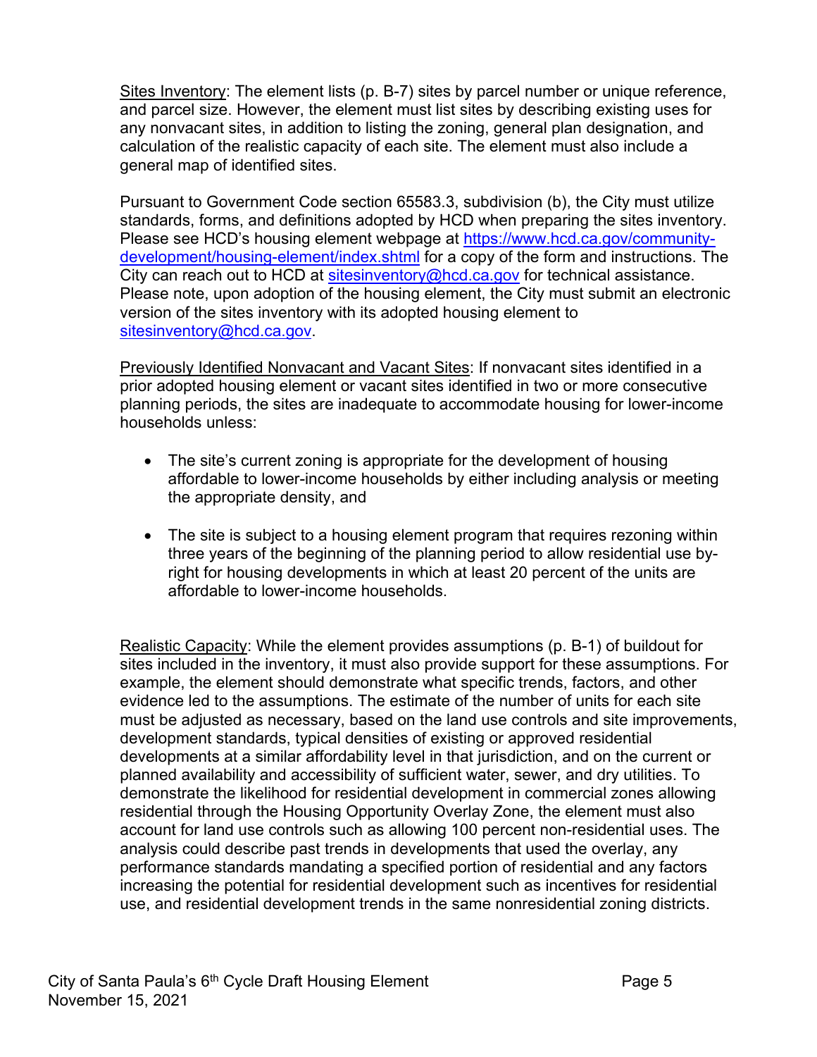Sites Inventory: The element lists (p. B-7) sites by parcel number or unique reference, and parcel size. However, the element must list sites by describing existing uses for any nonvacant sites, in addition to listing the zoning, general plan designation, and calculation of the realistic capacity of each site. The element must also include a general map of identified sites.

Pursuant to Government Code section 65583.3, subdivision (b), the City must utilize standards, forms, and definitions adopted by HCD when preparing the sites inventory. Please see HCD's housing element webpage at https://www.hcd.ca.gov/community-development/housing-element/index.shtml for a copy of the form and instructions. The City can reach out to HCD at sitesinventory@hcd.ca.gov for technical assistance. Please note, upon adoption of the housing element, the City must submit an electronic version of the sites inventory with its adopted housing element to sitesinventory@hcd.ca.gov.

Previously Identified Nonvacant and Vacant Sites: If nonvacant sites identified in a prior adopted housing element or vacant sites identified in two or more consecutive planning periods, the sites are inadequate to accommodate housing for lower-income households unless:

- The site's current zoning is appropriate for the development of housing affordable to lower-income households by either including analysis or meeting the appropriate density, and

- The site is subject to a housing element program that requires rezoning within three years of the beginning of the planning period to allow residential use by-right for housing developments in which at least 20 percent of the units are affordable to lower-income households.

Realistic Capacity: While the element provides assumptions (p. B-1) of buildout for sites included in the inventory, it must also provide support for these assumptions. For example, the element should demonstrate what specific trends, factors, and other evidence led to the assumptions. The estimate of the number of units for each site must be adjusted as necessary, based on the land use controls and site improvements, development standards, typical densities of existing or approved residential developments at a similar affordability level in that jurisdiction, and on the current or planned availability and accessibility of sufficient water, sewer, and dry utilities. To demonstrate the likelihood for residential development in commercial zones allowing residential through the Housing Opportunity Overlay Zone, the element must also account for land use controls such as allowing 100 percent non-residential uses. The analysis could describe past trends in developments that used the overlay, any performance standards mandating a specified portion of residential and any factors increasing the potential for residential development such as incentives for residential use, and residential development trends in the same nonresidential zoning districts.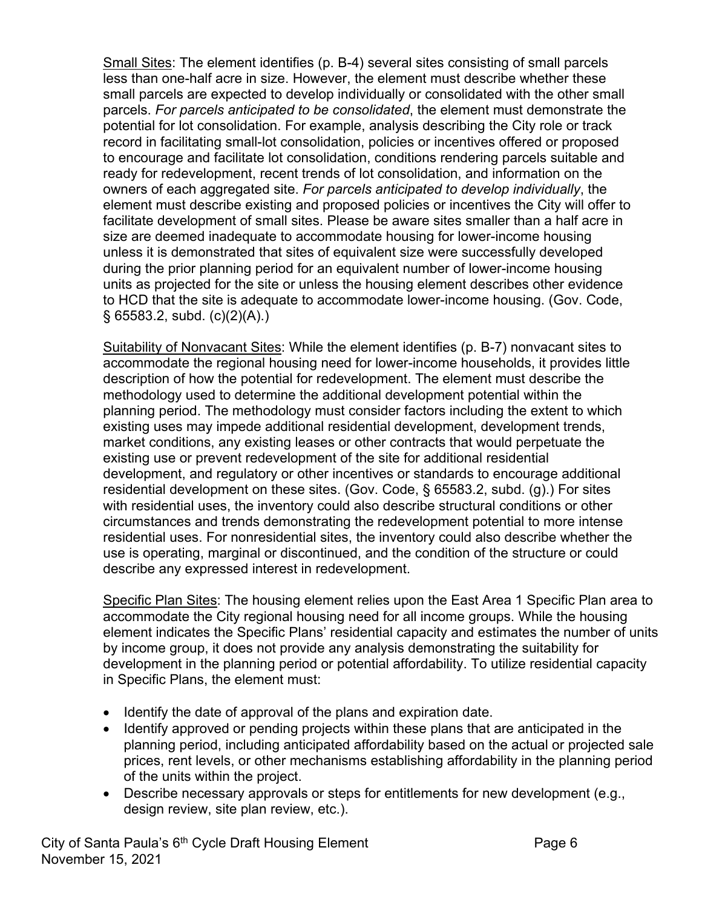Small Sites: The element identifies (p. B-4) several sites consisting of small parcels less than one-half acre in size. However, the element must describe whether these small parcels are expected to develop individually or consolidated with the other small parcels. *For parcels anticipated to be consolidated*, the element must demonstrate the potential for lot consolidation. For example, analysis describing the City role or track record in facilitating small-lot consolidation, policies or incentives offered or proposed to encourage and facilitate lot consolidation, conditions rendering parcels suitable and ready for redevelopment, recent trends of lot consolidation, and information on the owners of each aggregated site. *For parcels anticipated to develop individually*, the element must describe existing and proposed policies or incentives the City will offer to facilitate development of small sites. Please be aware sites smaller than a half acre in size are deemed inadequate to accommodate housing for lower-income housing unless it is demonstrated that sites of equivalent size were successfully developed during the prior planning period for an equivalent number of lower-income housing units as projected for the site or unless the housing element describes other evidence to HCD that the site is adequate to accommodate lower-income housing. (Gov. Code, § 65583.2, subd. (c)(2)(A).)

Suitability of Nonvacant Sites: While the element identifies (p. B-7) nonvacant sites to accommodate the regional housing need for lower-income households, it provides little description of how the potential for redevelopment. The element must describe the methodology used to determine the additional development potential within the planning period. The methodology must consider factors including the extent to which existing uses may impede additional residential development, development trends, market conditions, any existing leases or other contracts that would perpetuate the existing use or prevent redevelopment of the site for additional residential development, and regulatory or other incentives or standards to encourage additional residential development on these sites. (Gov. Code, § 65583.2, subd. (g).) For sites with residential uses, the inventory could also describe structural conditions or other circumstances and trends demonstrating the redevelopment potential to more intense residential uses. For nonresidential sites, the inventory could also describe whether the use is operating, marginal or discontinued, and the condition of the structure or could describe any expressed interest in redevelopment.

Specific Plan Sites: The housing element relies upon the East Area 1 Specific Plan area to accommodate the City regional housing need for all income groups. While the housing element indicates the Specific Plans' residential capacity and estimates the number of units by income group, it does not provide any analysis demonstrating the suitability for development in the planning period or potential affordability. To utilize residential capacity in Specific Plans, the element must:

- Identify the date of approval of the plans and expiration date.
- Identify approved or pending projects within these plans that are anticipated in the planning period, including anticipated affordability based on the actual or projected sale prices, rent levels, or other mechanisms establishing affordability in the planning period of the units within the project.
- Describe necessary approvals or steps for entitlements for new development (e.g., design review, site plan review, etc.).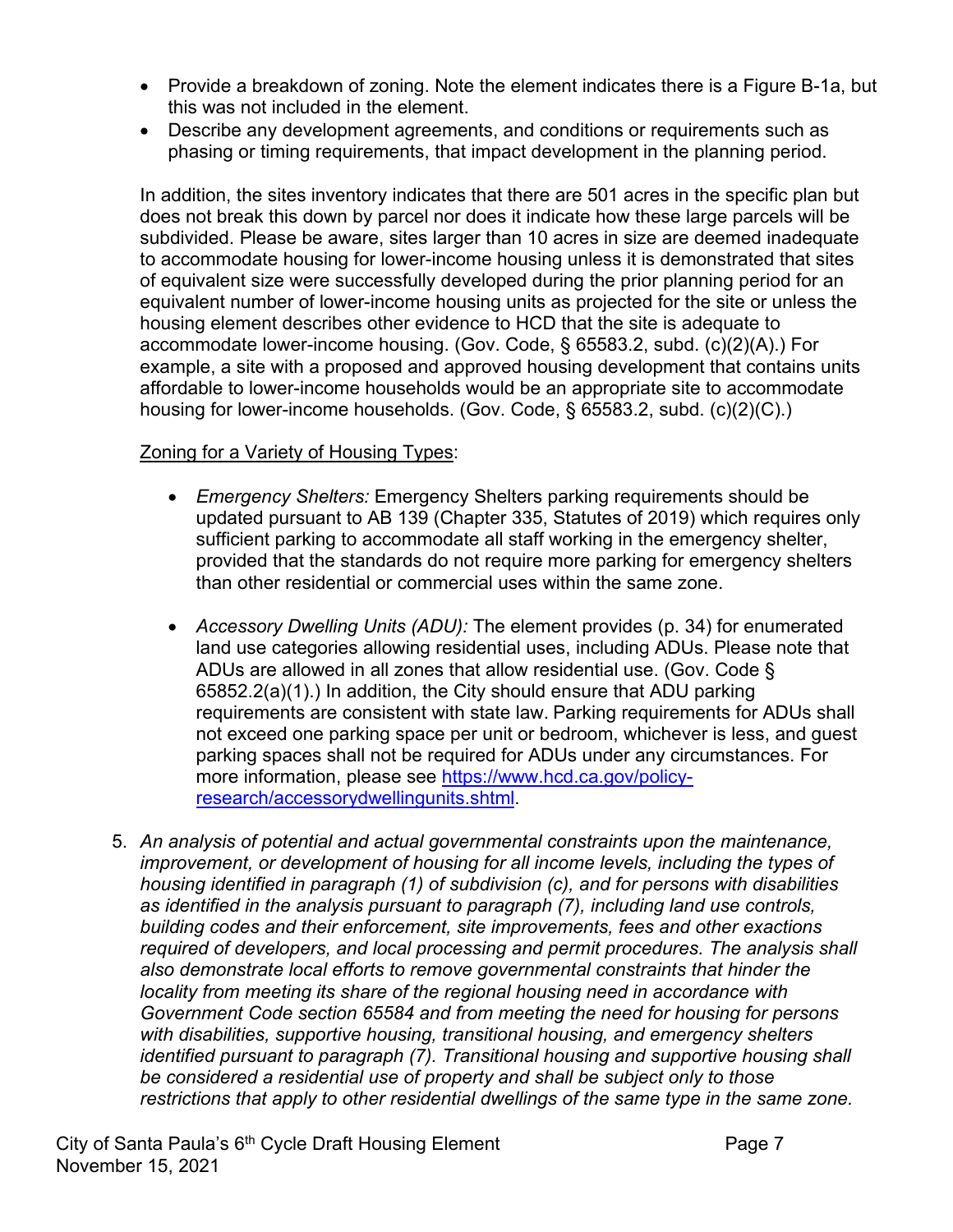- Provide a breakdown of zoning. Note the element indicates there is a Figure B-1a, but this was not included in the element.
- Describe any development agreements, and conditions or requirements such as phasing or timing requirements, that impact development in the planning period.

In addition, the sites inventory indicates that there are 501 acres in the specific plan but does not break this down by parcel nor does it indicate how these large parcels will be subdivided. Please be aware, sites larger than 10 acres in size are deemed inadequate to accommodate housing for lower-income housing unless it is demonstrated that sites of equivalent size were successfully developed during the prior planning period for an equivalent number of lower-income housing units as projected for the site or unless the housing element describes other evidence to HCD that the site is adequate to accommodate lower-income housing. (Gov. Code, § 65583.2, subd. (c)(2)(A).) For example, a site with a proposed and approved housing development that contains units affordable to lower-income households would be an appropriate site to accommodate housing for lower-income households. (Gov. Code, § 65583.2, subd. (c)(2)(C).)

<u>Zoning for a Variety of Housing Types</u>:

- *Emergency Shelters:* Emergency Shelters parking requirements should be updated pursuant to AB 139 (Chapter 335, Statutes of 2019) which requires only sufficient parking to accommodate all staff working in the emergency shelter, provided that the standards do not require more parking for emergency shelters than other residential or commercial uses within the same zone.

- *Accessory Dwelling Units (ADU):* The element provides (p. 34) for enumerated land use categories allowing residential uses, including ADUs. Please note that ADUs are allowed in all zones that allow residential use. (Gov. Code § 65852.2(a)(1).) In addition, the City should ensure that ADU parking requirements are consistent with state law. Parking requirements for ADUs shall not exceed one parking space per unit or bedroom, whichever is less, and guest parking spaces shall not be required for ADUs under any circumstances. For more information, please see [https://www.hcd.ca.gov/policy-research/accessorydwellingunits.shtml](https://www.hcd.ca.gov/policy-research/accessorydwellingunits.shtml).

5. *An analysis of potential and actual governmental constraints upon the maintenance, improvement, or development of housing for all income levels, including the types of housing identified in paragraph (1) of subdivision (c), and for persons with disabilities as identified in the analysis pursuant to paragraph (7), including land use controls, building codes and their enforcement, site improvements, fees and other exactions required of developers, and local processing and permit procedures. The analysis shall also demonstrate local efforts to remove governmental constraints that hinder the locality from meeting its share of the regional housing need in accordance with Government Code section 65584 and from meeting the need for housing for persons with disabilities, supportive housing, transitional housing, and emergency shelters identified pursuant to paragraph (7). Transitional housing and supportive housing shall be considered a residential use of property and shall be subject only to those restrictions that apply to other residential dwellings of the same type in the same zone.*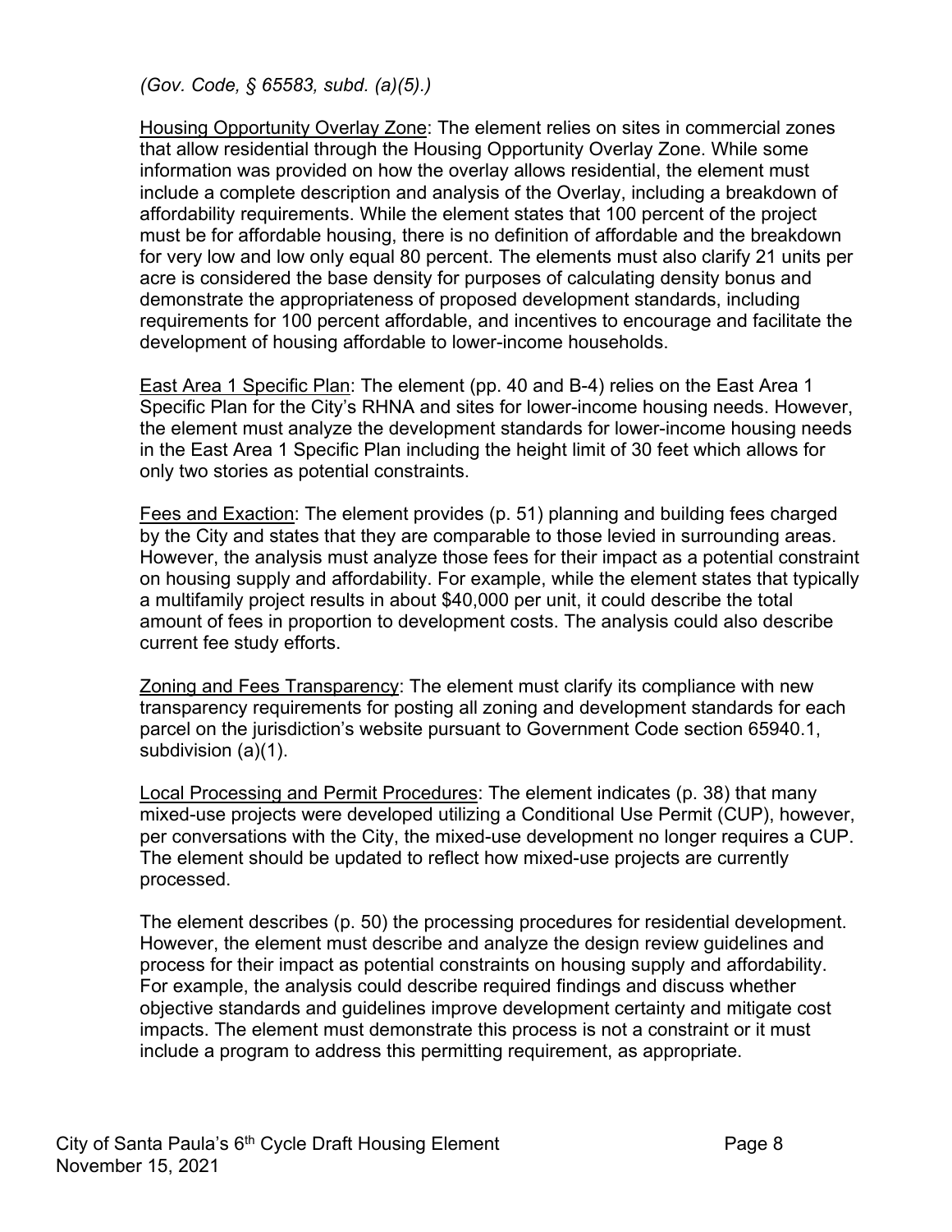*(Gov. Code, § 65583, subd. (a)(5).)*

Housing Opportunity Overlay Zone: The element relies on sites in commercial zones that allow residential through the Housing Opportunity Overlay Zone. While some information was provided on how the overlay allows residential, the element must include a complete description and analysis of the Overlay, including a breakdown of affordability requirements. While the element states that 100 percent of the project must be for affordable housing, there is no definition of affordable and the breakdown for very low and low only equal 80 percent. The elements must also clarify 21 units per acre is considered the base density for purposes of calculating density bonus and demonstrate the appropriateness of proposed development standards, including requirements for 100 percent affordable, and incentives to encourage and facilitate the development of housing affordable to lower-income households.

East Area 1 Specific Plan: The element (pp. 40 and B-4) relies on the East Area 1 Specific Plan for the City's RHNA and sites for lower-income housing needs. However, the element must analyze the development standards for lower-income housing needs in the East Area 1 Specific Plan including the height limit of 30 feet which allows for only two stories as potential constraints.

Fees and Exaction: The element provides (p. 51) planning and building fees charged by the City and states that they are comparable to those levied in surrounding areas. However, the analysis must analyze those fees for their impact as a potential constraint on housing supply and affordability. For example, while the element states that typically a multifamily project results in about $40,000 per unit, it could describe the total amount of fees in proportion to development costs. The analysis could also describe current fee study efforts.

Zoning and Fees Transparency: The element must clarify its compliance with new transparency requirements for posting all zoning and development standards for each parcel on the jurisdiction's website pursuant to Government Code section 65940.1, subdivision (a)(1).

Local Processing and Permit Procedures: The element indicates (p. 38) that many mixed-use projects were developed utilizing a Conditional Use Permit (CUP), however, per conversations with the City, the mixed-use development no longer requires a CUP. The element should be updated to reflect how mixed-use projects are currently processed.

The element describes (p. 50) the processing procedures for residential development. However, the element must describe and analyze the design review guidelines and process for their impact as potential constraints on housing supply and affordability. For example, the analysis could describe required findings and discuss whether objective standards and guidelines improve development certainty and mitigate cost impacts. The element must demonstrate this process is not a constraint or it must include a program to address this permitting requirement, as appropriate.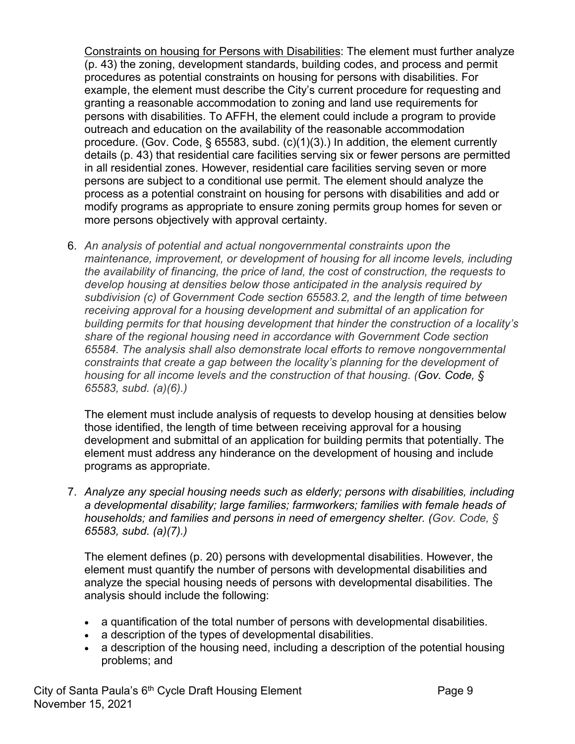Constraints on housing for Persons with Disabilities: The element must further analyze (p. 43) the zoning, development standards, building codes, and process and permit procedures as potential constraints on housing for persons with disabilities. For example, the element must describe the City's current procedure for requesting and granting a reasonable accommodation to zoning and land use requirements for persons with disabilities. To AFFH, the element could include a program to provide outreach and education on the availability of the reasonable accommodation procedure. (Gov. Code, § 65583, subd. (c)(1)(3).) In addition, the element currently details (p. 43) that residential care facilities serving six or fewer persons are permitted in all residential zones. However, residential care facilities serving seven or more persons are subject to a conditional use permit. The element should analyze the process as a potential constraint on housing for persons with disabilities and add or modify programs as appropriate to ensure zoning permits group homes for seven or more persons objectively with approval certainty.

6. *An analysis of potential and actual nongovernmental constraints upon the maintenance, improvement, or development of housing for all income levels, including the availability of financing, the price of land, the cost of construction, the requests to develop housing at densities below those anticipated in the analysis required by subdivision (c) of Government Code section 65583.2, and the length of time between receiving approval for a housing development and submittal of an application for building permits for that housing development that hinder the construction of a locality's share of the regional housing need in accordance with Government Code section 65584. The analysis shall also demonstrate local efforts to remove nongovernmental constraints that create a gap between the locality's planning for the development of housing for all income levels and the construction of that housing. (Gov. Code, § 65583, subd. (a)(6).)*

   The element must include analysis of requests to develop housing at densities below those identified, the length of time between receiving approval for a housing development and submittal of an application for building permits that potentially. The element must address any hinderance on the development of housing and include programs as appropriate.

7. *Analyze any special housing needs such as elderly; persons with disabilities, including a developmental disability; large families; farmworkers; families with female heads of households; and families and persons in need of emergency shelter. (Gov. Code, § 65583, subd. (a)(7).)*

   The element defines (p. 20) persons with developmental disabilities. However, the element must quantify the number of persons with developmental disabilities and analyze the special housing needs of persons with developmental disabilities. The analysis should include the following:

   - a quantification of the total number of persons with developmental disabilities.
   - a description of the types of developmental disabilities.
   - a description of the housing need, including a description of the potential housing problems; and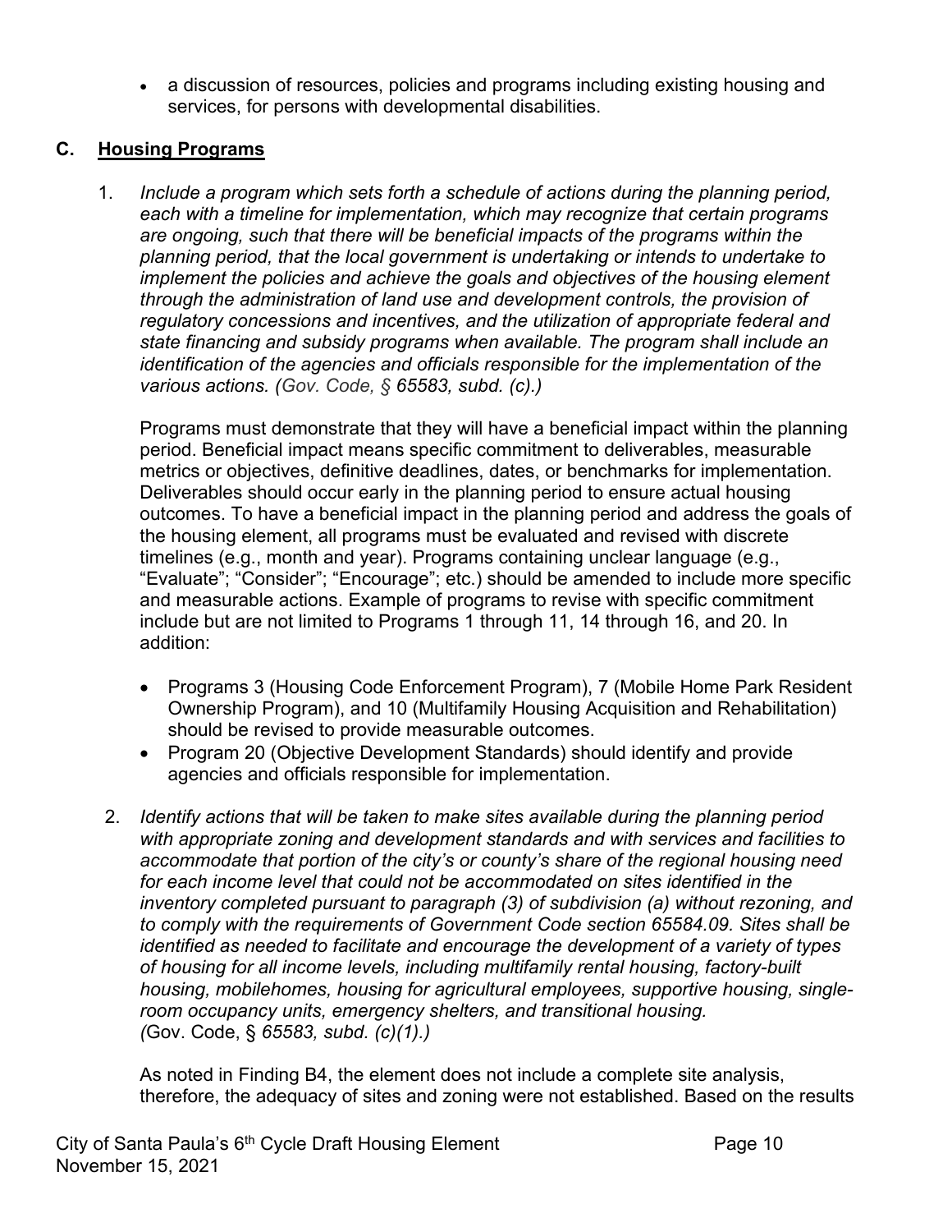- a discussion of resources, policies and programs including existing housing and services, for persons with developmental disabilities.

## C. Housing Programs

1. *Include a program which sets forth a schedule of actions during the planning period, each with a timeline for implementation, which may recognize that certain programs are ongoing, such that there will be beneficial impacts of the programs within the planning period, that the local government is undertaking or intends to undertake to implement the policies and achieve the goals and objectives of the housing element through the administration of land use and development controls, the provision of regulatory concessions and incentives, and the utilization of appropriate federal and state financing and subsidy programs when available. The program shall include an identification of the agencies and officials responsible for the implementation of the various actions. (Gov. Code, § 65583, subd. (c).)*

   Programs must demonstrate that they will have a beneficial impact within the planning period. Beneficial impact means specific commitment to deliverables, measurable metrics or objectives, definitive deadlines, dates, or benchmarks for implementation. Deliverables should occur early in the planning period to ensure actual housing outcomes. To have a beneficial impact in the planning period and address the goals of the housing element, all programs must be evaluated and revised with discrete timelines (e.g., month and year). Programs containing unclear language (e.g., "Evaluate"; "Consider"; "Encourage"; etc.) should be amended to include more specific and measurable actions. Example of programs to revise with specific commitment include but are not limited to Programs 1 through 11, 14 through 16, and 20. In addition:

   - Programs 3 (Housing Code Enforcement Program), 7 (Mobile Home Park Resident Ownership Program), and 10 (Multifamily Housing Acquisition and Rehabilitation) should be revised to provide measurable outcomes.
   - Program 20 (Objective Development Standards) should identify and provide agencies and officials responsible for implementation.

2. *Identify actions that will be taken to make sites available during the planning period with appropriate zoning and development standards and with services and facilities to accommodate that portion of the city's or county's share of the regional housing need for each income level that could not be accommodated on sites identified in the inventory completed pursuant to paragraph (3) of subdivision (a) without rezoning, and to comply with the requirements of Government Code section 65584.09. Sites shall be identified as needed to facilitate and encourage the development of a variety of types of housing for all income levels, including multifamily rental housing, factory-built housing, mobilehomes, housing for agricultural employees, supportive housing, single-room occupancy units, emergency shelters, and transitional housing. (*Gov. Code, § *65583, subd. (c)(1).)*

   As noted in Finding B4, the element does not include a complete site analysis, therefore, the adequacy of sites and zoning were not established. Based on the results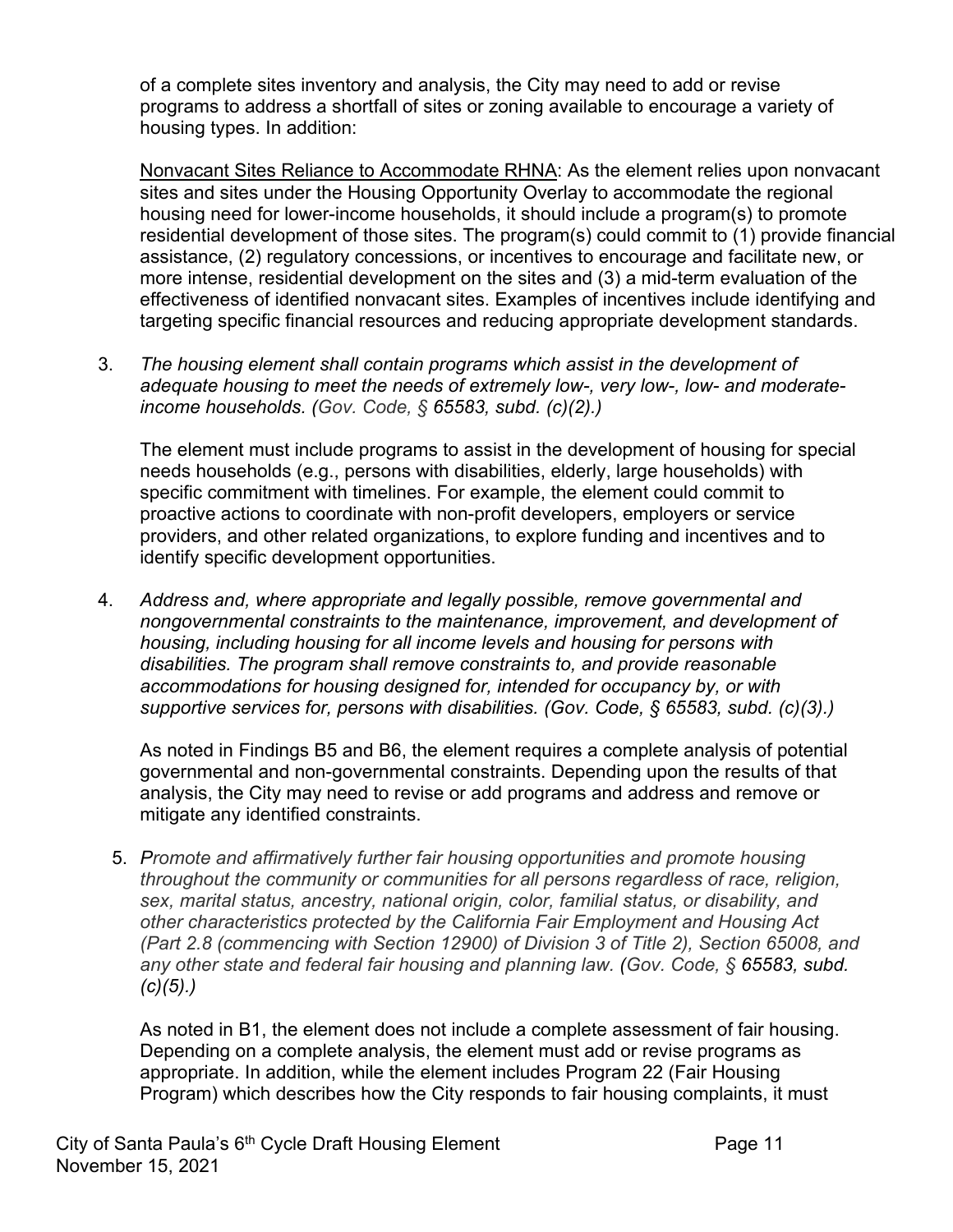of a complete sites inventory and analysis, the City may need to add or revise programs to address a shortfall of sites or zoning available to encourage a variety of housing types. In addition:

Nonvacant Sites Reliance to Accommodate RHNA: As the element relies upon nonvacant sites and sites under the Housing Opportunity Overlay to accommodate the regional housing need for lower-income households, it should include a program(s) to promote residential development of those sites. The program(s) could commit to (1) provide financial assistance, (2) regulatory concessions, or incentives to encourage and facilitate new, or more intense, residential development on the sites and (3) a mid-term evaluation of the effectiveness of identified nonvacant sites. Examples of incentives include identifying and targeting specific financial resources and reducing appropriate development standards.

3. *The housing element shall contain programs which assist in the development of adequate housing to meet the needs of extremely low-, very low-, low- and moderate-income households. (Gov. Code, § 65583, subd. (c)(2).)*

   The element must include programs to assist in the development of housing for special needs households (e.g., persons with disabilities, elderly, large households) with specific commitment with timelines. For example, the element could commit to proactive actions to coordinate with non-profit developers, employers or service providers, and other related organizations, to explore funding and incentives and to identify specific development opportunities.

4. *Address and, where appropriate and legally possible, remove governmental and nongovernmental constraints to the maintenance, improvement, and development of housing, including housing for all income levels and housing for persons with disabilities. The program shall remove constraints to, and provide reasonable accommodations for housing designed for, intended for occupancy by, or with supportive services for, persons with disabilities. (Gov. Code, § 65583, subd. (c)(3).)*

   As noted in Findings B5 and B6, the element requires a complete analysis of potential governmental and non-governmental constraints. Depending upon the results of that analysis, the City may need to revise or add programs and address and remove or mitigate any identified constraints.

5. *Promote and affirmatively further fair housing opportunities and promote housing throughout the community or communities for all persons regardless of race, religion, sex, marital status, ancestry, national origin, color, familial status, or disability, and other characteristics protected by the California Fair Employment and Housing Act (Part 2.8 (commencing with Section 12900) of Division 3 of Title 2), Section 65008, and any other state and federal fair housing and planning law. (Gov. Code, § 65583, subd. (c)(5).)*

   As noted in B1, the element does not include a complete assessment of fair housing. Depending on a complete analysis, the element must add or revise programs as appropriate. In addition, while the element includes Program 22 (Fair Housing Program) which describes how the City responds to fair housing complaints, it must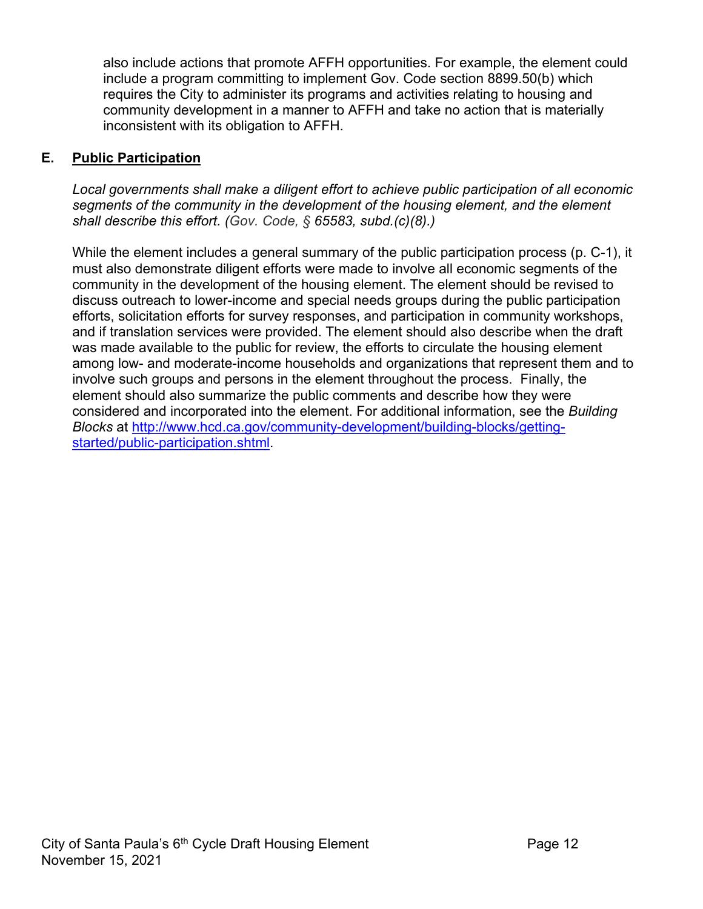also include actions that promote AFFH opportunities. For example, the element could include a program committing to implement Gov. Code section 8899.50(b) which requires the City to administer its programs and activities relating to housing and community development in a manner to AFFH and take no action that is materially inconsistent with its obligation to AFFH.

## E. Public Participation

*Local governments shall make a diligent effort to achieve public participation of all economic segments of the community in the development of the housing element, and the element shall describe this effort. (Gov. Code, § 65583, subd.(c)(8).)*

While the element includes a general summary of the public participation process (p. C-1), it must also demonstrate diligent efforts were made to involve all economic segments of the community in the development of the housing element. The element should be revised to discuss outreach to lower-income and special needs groups during the public participation efforts, solicitation efforts for survey responses, and participation in community workshops, and if translation services were provided. The element should also describe when the draft was made available to the public for review, the efforts to circulate the housing element among low- and moderate-income households and organizations that represent them and to involve such groups and persons in the element throughout the process. Finally, the element should also summarize the public comments and describe how they were considered and incorporated into the element. For additional information, see the *Building Blocks* at [http://www.hcd.ca.gov/community-development/building-blocks/getting-started/public-participation.shtml](http://www.hcd.ca.gov/community-development/building-blocks/getting-started/public-participation.shtml).